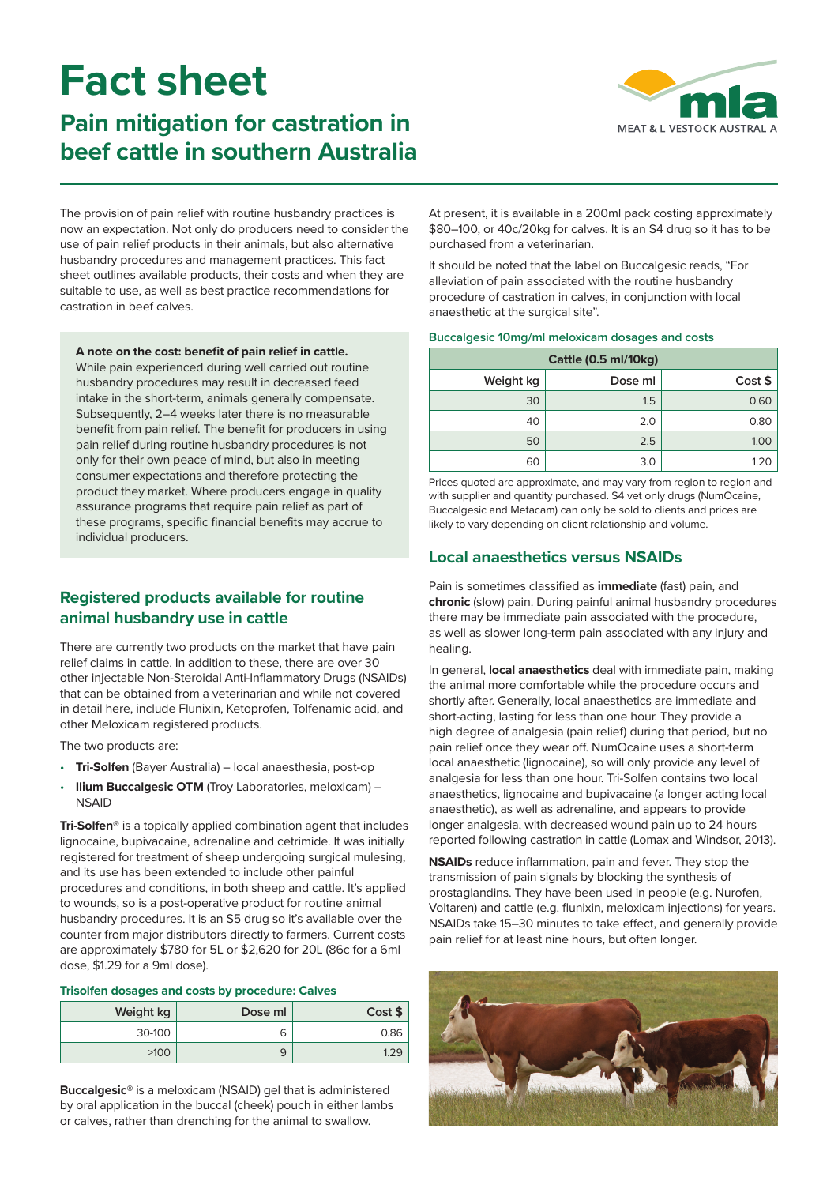# Fact sheet

## Pain mitigation for castration in beef cattle in southern Australia

The provision of pain relief with routine husbandry practices is now an expectation. Not only do producers need to consider the use of pain relief products in their animals, but also alternative husbandry procedures and management practices. This fact sheet outlines available products, their costs and when they are suitable to use, as well as best practice recommendations for castration in beef calves.

**A note on the cost: benefit of pain relief in cattle.**
While pain experienced during well carried out routine husbandry procedures may result in decreased feed intake in the short-term, animals generally compensate. Subsequently, 2–4 weeks later there is no measurable benefit from pain relief. The benefit for producers in using pain relief during routine husbandry procedures is not only for their own peace of mind, but also in meeting consumer expectations and therefore protecting the product they market. Where producers engage in quality assurance programs that require pain relief as part of these programs, specific financial benefits may accrue to individual producers.

## Registered products available for routine animal husbandry use in cattle

There are currently two products on the market that have pain relief claims in cattle. In addition to these, there are over 30 other injectable Non-Steroidal Anti-Inflammatory Drugs (NSAIDs) that can be obtained from a veterinarian and while not covered in detail here, include Flunixin, Ketoprofen, Tolfenamic acid, and other Meloxicam registered products.

The two products are:

- **Tri-Solfen** (Bayer Australia) – local anaesthesia, post-op
- **Ilium Buccalgesic OTM** (Troy Laboratories, meloxicam) – NSAID

**Tri-Solfen**® is a topically applied combination agent that includes lignocaine, bupivacaine, adrenaline and cetrimide. It was initially registered for treatment of sheep undergoing surgical mulesing, and its use has been extended to include other painful procedures and conditions, in both sheep and cattle. It's applied to wounds, so is a post-operative product for routine animal husbandry procedures. It is an S5 drug so it's available over the counter from major distributors directly to farmers. Current costs are approximately $780 for 5L or $2,620 for 20L (86c for a 6ml dose, $1.29 for a 9ml dose).

**Trisolfen dosages and costs by procedure: Calves**

| Weight kg | Dose ml | Cost $ |
|---|---|---|
| 30-100 | 6 | 0.86 |
| >100 | 9 | 1.29 |

**Buccalgesic**® is a meloxicam (NSAID) gel that is administered by oral application in the buccal (cheek) pouch in either lambs or calves, rather than drenching for the animal to swallow. At present, it is available in a 200ml pack costing approximately $80–100, or 40c/20kg for calves. It is an S4 drug so it has to be purchased from a veterinarian.

It should be noted that the label on Buccalgesic reads, "For alleviation of pain associated with the routine husbandry procedure of castration in calves, in conjunction with local anaesthetic at the surgical site".

**Buccalgesic 10mg/ml meloxicam dosages and costs**

| Cattle (0.5 ml/10kg) | | |
|---|---|---|
| Weight kg | Dose ml | Cost $ |
| 30 | 1.5 | 0.60 |
| 40 | 2.0 | 0.80 |
| 50 | 2.5 | 1.00 |
| 60 | 3.0 | 1.20 |

Prices quoted are approximate, and may vary from region to region and with supplier and quantity purchased. S4 vet only drugs (NumOcaine, Buccalgesic and Metacam) can only be sold to clients and prices are likely to vary depending on client relationship and volume.

## Local anaesthetics versus NSAIDs

Pain is sometimes classified as **immediate** (fast) pain, and **chronic** (slow) pain. During painful animal husbandry procedures there may be immediate pain associated with the procedure, as well as slower long-term pain associated with any injury and healing.

In general, **local anaesthetics** deal with immediate pain, making the animal more comfortable while the procedure occurs and shortly after. Generally, local anaesthetics are immediate and short-acting, lasting for less than one hour. They provide a high degree of analgesia (pain relief) during that period, but no pain relief once they wear off. NumOcaine uses a short-term local anaesthetic (lignocaine), so will only provide any level of analgesia for less than one hour. Tri-Solfen contains two local anaesthetics, lignocaine and bupivacaine (a longer acting local anaesthetic), as well as adrenaline, and appears to provide longer analgesia, with decreased wound pain up to 24 hours reported following castration in cattle (Lomax and Windsor, 2013).

**NSAIDs** reduce inflammation, pain and fever. They stop the transmission of pain signals by blocking the synthesis of prostaglandins. They have been used in people (e.g. Nurofen, Voltaren) and cattle (e.g. flunixin, meloxicam injections) for years. NSAIDs take 15–30 minutes to take effect, and generally provide pain relief for at least nine hours, but often longer.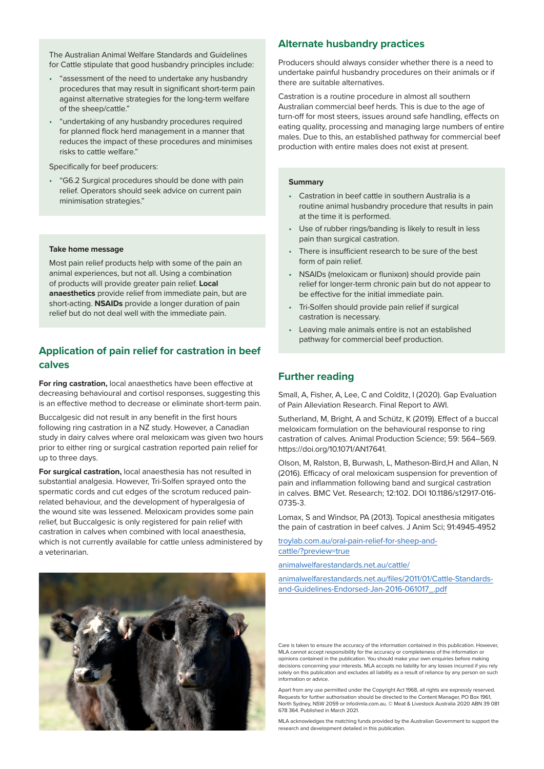The Australian Animal Welfare Standards and Guidelines for Cattle stipulate that good husbandry principles include:

- "assessment of the need to undertake any husbandry procedures that may result in significant short-term pain against alternative strategies for the long-term welfare of the sheep/cattle."
- "undertaking of any husbandry procedures required for planned flock herd management in a manner that reduces the impact of these procedures and minimises risks to cattle welfare."

Specifically for beef producers:

- "G6.2 Surgical procedures should be done with pain relief. Operators should seek advice on current pain minimisation strategies."

**Take home message**

Most pain relief products help with some of the pain an animal experiences, but not all. Using a combination of products will provide greater pain relief. **Local anaesthetics** provide relief from immediate pain, but are short-acting. **NSAIDs** provide a longer duration of pain relief but do not deal well with the immediate pain.

## Application of pain relief for castration in beef calves

**For ring castration,** local anaesthetics have been effective at decreasing behavioural and cortisol responses, suggesting this is an effective method to decrease or eliminate short-term pain.

Buccalgesic did not result in any benefit in the first hours following ring castration in a NZ study. However, a Canadian study in dairy calves where oral meloxicam was given two hours prior to either ring or surgical castration reported pain relief for up to three days.

**For surgical castration,** local anaesthesia has not resulted in substantial analgesia. However, Tri-Solfen sprayed onto the spermatic cords and cut edges of the scrotum reduced pain-related behaviour, and the development of hyperalgesia of the wound site was lessened. Meloxicam provides some pain relief, but Buccalgesic is only registered for pain relief with castration in calves when combined with local anaesthesia, which is not currently available for cattle unless administered by a veterinarian.

## Alternate husbandry practices

Producers should always consider whether there is a need to undertake painful husbandry procedures on their animals or if there are suitable alternatives.

Castration is a routine procedure in almost all southern Australian commercial beef herds. This is due to the age of turn-off for most steers, issues around safe handling, effects on eating quality, processing and managing large numbers of entire males. Due to this, an established pathway for commercial beef production with entire males does not exist at present.

**Summary**

- Castration in beef cattle in southern Australia is a routine animal husbandry procedure that results in pain at the time it is performed.
- Use of rubber rings/banding is likely to result in less pain than surgical castration.
- There is insufficient research to be sure of the best form of pain relief.
- NSAIDs (meloxicam or flunixon) should provide pain relief for longer-term chronic pain but do not appear to be effective for the initial immediate pain.
- Tri-Solfen should provide pain relief if surgical castration is necessary.
- Leaving male animals entire is not an established pathway for commercial beef production.

## Further reading

Small, A, Fisher, A, Lee, C and Colditz, I (2020). Gap Evaluation of Pain Alleviation Research. Final Report to AWI.

Sutherland, M, Bright, A and Schütz, K (2019). Effect of a buccal meloxicam formulation on the behavioural response to ring castration of calves. Animal Production Science; 59: 564–569. https://doi.org/10.1071/AN17641.

Olson, M, Ralston, B, Burwash, L, Matheson-Bird,H and Allan, N (2016). Efficacy of oral meloxicam suspension for prevention of pain and inflammation following band and surgical castration in calves. BMC Vet. Research; 12:102. DOI 10.1186/s12917-016-0735-3.

Lomax, S and Windsor, PA (2013). Topical anesthesia mitigates the pain of castration in beef calves. J Anim Sci; 91:4945-4952

troylab.com.au/oral-pain-relief-for-sheep-and-cattle/?preview=true

animalwelfarestandards.net.au/cattle/

animalwelfarestandards.net.au/files/2011/01/Cattle-Standards-and-Guidelines-Endorsed-Jan-2016-061017_.pdf

Care is taken to ensure the accuracy of the information contained in this publication. However, MLA cannot accept responsibility for the accuracy or completeness of the information or opinions contained in the publication. You should make your own enquiries before making decisions concerning your interests. MLA accepts no liability for any losses incurred if you rely solely on this publication and excludes all liability as a result of reliance by any person on such information or advice.

Apart from any use permitted under the Copyright Act 1968, all rights are expressly reserved. Requests for further authorisation should be directed to the Content Manager, PO Box 1961, North Sydney, NSW 2059 or info@mla.com.au. © Meat & Livestock Australia 2020 ABN 39 081 678 364. Published in March 2021.

MLA acknowledges the matching funds provided by the Australian Government to support the research and development detailed in this publication.